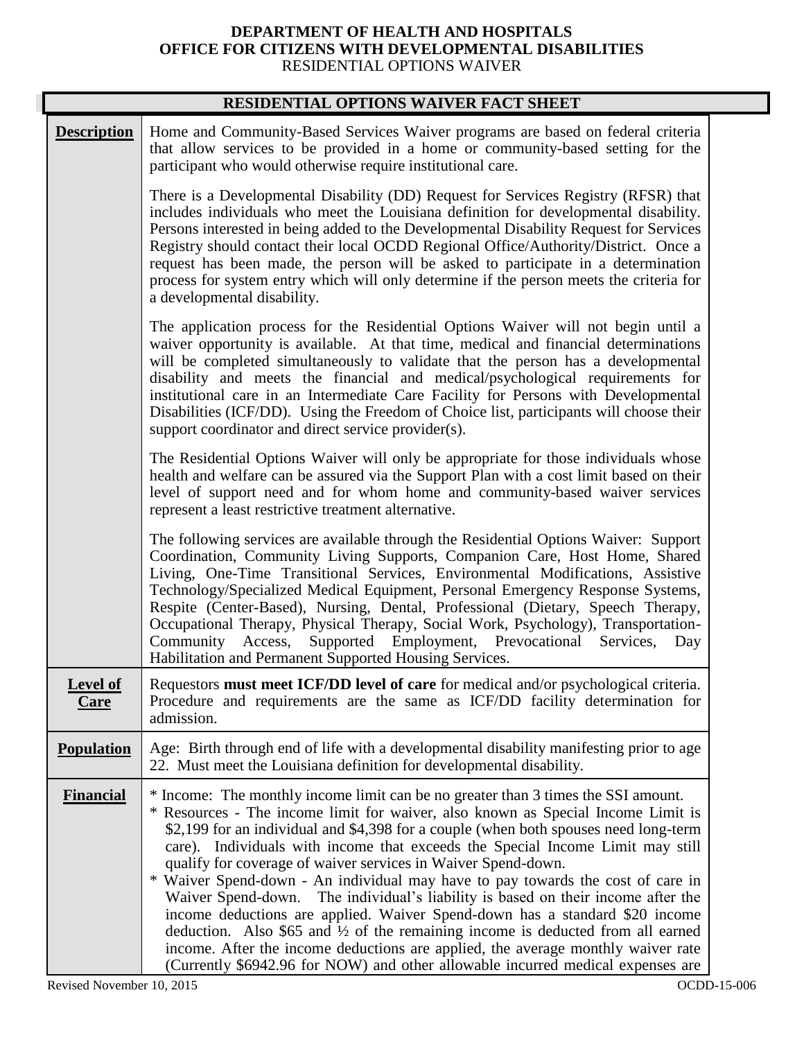**DEPARTMENT OF HEALTH AND HOSPITALS**
**OFFICE FOR CITIZENS WITH DEVELOPMENTAL DISABILITIES**
RESIDENTIAL OPTIONS WAIVER

# RESIDENTIAL OPTIONS WAIVER FACT SHEET

| | |
|---|---|
| **Description** | Home and Community-Based Services Waiver programs are based on federal criteria that allow services to be provided in a home or community-based setting for the participant who would otherwise require institutional care.<br><br>There is a Developmental Disability (DD) Request for Services Registry (RFSR) that includes individuals who meet the Louisiana definition for developmental disability. Persons interested in being added to the Developmental Disability Request for Services Registry should contact their local OCDD Regional Office/Authority/District. Once a request has been made, the person will be asked to participate in a determination process for system entry which will only determine if the person meets the criteria for a developmental disability.<br><br>The application process for the Residential Options Waiver will not begin until a waiver opportunity is available. At that time, medical and financial determinations will be completed simultaneously to validate that the person has a developmental disability and meets the financial and medical/psychological requirements for institutional care in an Intermediate Care Facility for Persons with Developmental Disabilities (ICF/DD). Using the Freedom of Choice list, participants will choose their support coordinator and direct service provider(s).<br><br>The Residential Options Waiver will only be appropriate for those individuals whose health and welfare can be assured via the Support Plan with a cost limit based on their level of support need and for whom home and community-based waiver services represent a least restrictive treatment alternative.<br><br>The following services are available through the Residential Options Waiver: Support Coordination, Community Living Supports, Companion Care, Host Home, Shared Living, One-Time Transitional Services, Environmental Modifications, Assistive Technology/Specialized Medical Equipment, Personal Emergency Response Systems, Respite (Center-Based), Nursing, Dental, Professional (Dietary, Speech Therapy, Occupational Therapy, Physical Therapy, Social Work, Psychology), Transportation-Community Access, Supported Employment, Prevocational Services, Day Habilitation and Permanent Supported Housing Services. |
| **Level of Care** | Requestors **must meet ICF/DD level of care** for medical and/or psychological criteria. Procedure and requirements are the same as ICF/DD facility determination for admission. |
| **Population** | Age: Birth through end of life with a developmental disability manifesting prior to age 22. Must meet the Louisiana definition for developmental disability. |
| **Financial** | * Income: The monthly income limit can be no greater than 3 times the SSI amount.<br>* Resources - The income limit for waiver, also known as Special Income Limit is \$2,199 for an individual and \$4,398 for a couple (when both spouses need long-term care). Individuals with income that exceeds the Special Income Limit may still qualify for coverage of waiver services in Waiver Spend-down.<br>* Waiver Spend-down - An individual may have to pay towards the cost of care in Waiver Spend-down. The individual's liability is based on their income after the income deductions are applied. Waiver Spend-down has a standard \$20 income deduction. Also \$65 and ½ of the remaining income is deducted from all earned income. After the income deductions are applied, the average monthly waiver rate (Currently \$6942.96 for NOW) and other allowable incurred medical expenses are |

Revised November 10, 2015 OCDD-15-006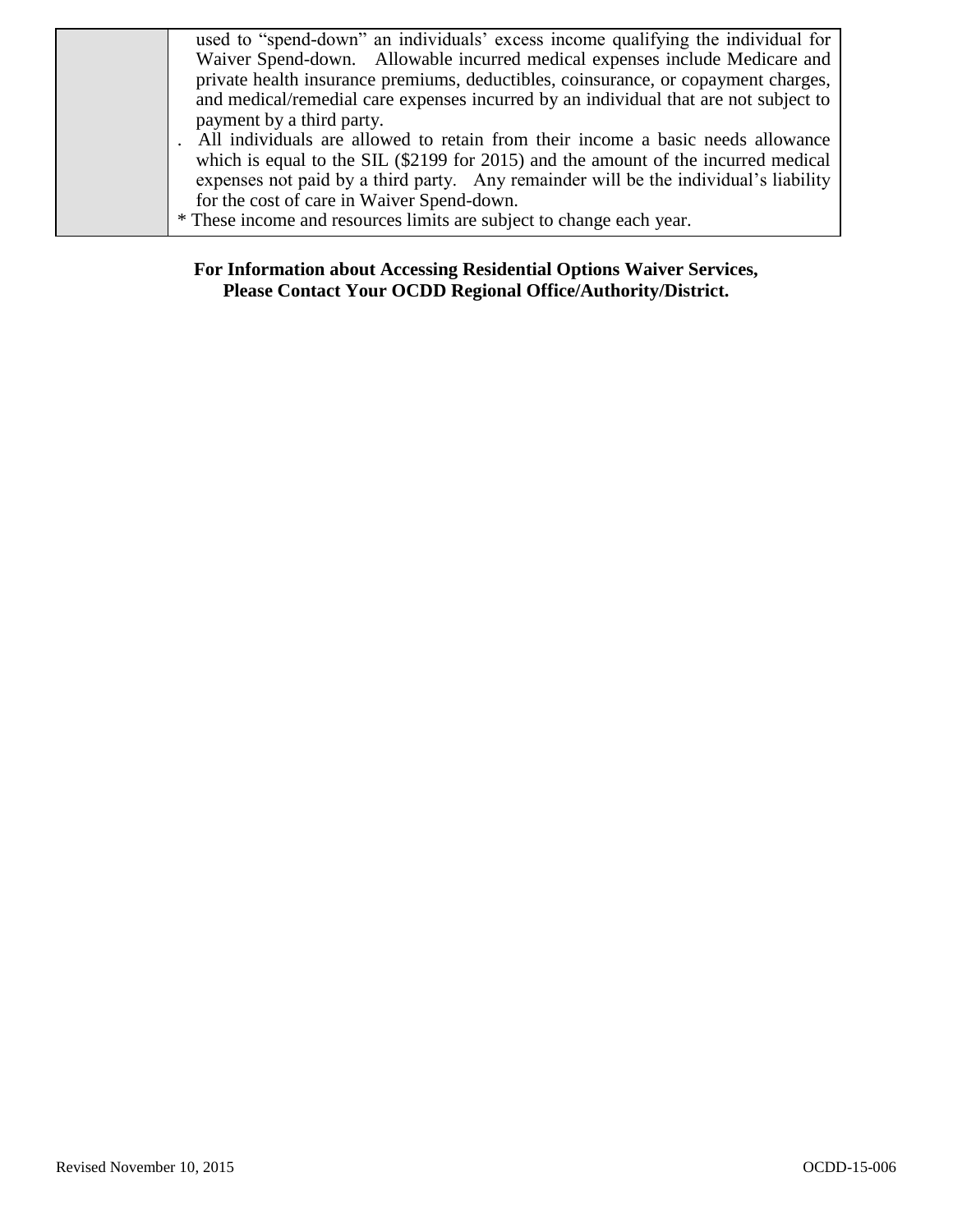| | |
|---|---|
| | used to "spend-down" an individuals' excess income qualifying the individual for Waiver Spend-down. Allowable incurred medical expenses include Medicare and private health insurance premiums, deductibles, coinsurance, or copayment charges, and medical/remedial care expenses incurred by an individual that are not subject to payment by a third party.<br>. All individuals are allowed to retain from their income a basic needs allowance which is equal to the SIL ($2199 for 2015) and the amount of the incurred medical expenses not paid by a third party. Any remainder will be the individual's liability for the cost of care in Waiver Spend-down.<br>* These income and resources limits are subject to change each year. |

**For Information about Accessing Residential Options Waiver Services, Please Contact Your OCDD Regional Office/Authority/District.**

Revised November 10, 2015 OCDD-15-006